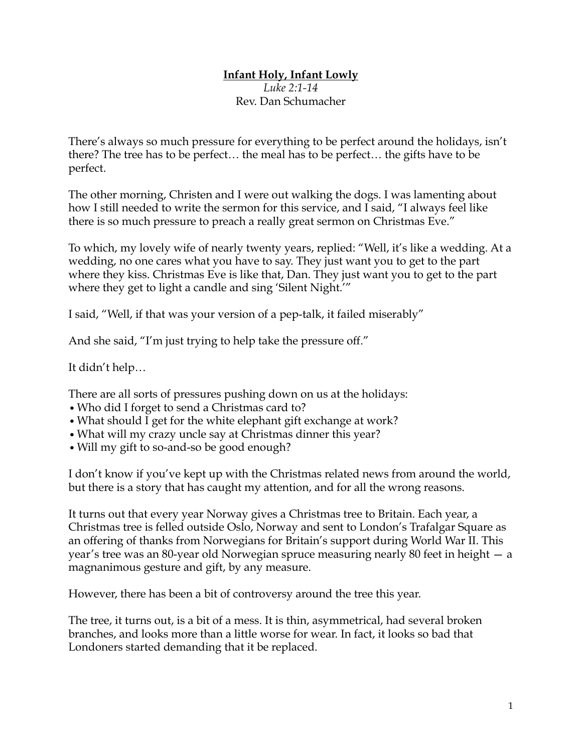**<u>Infant Holy, Infant Lowly</u>**

*Luke 2:1-14*

Rev. Dan Schumacher

There's always so much pressure for everything to be perfect around the holidays, isn't there? The tree has to be perfect… the meal has to be perfect… the gifts have to be perfect.

The other morning, Christen and I were out walking the dogs. I was lamenting about how I still needed to write the sermon for this service, and I said, "I always feel like there is so much pressure to preach a really great sermon on Christmas Eve."

To which, my lovely wife of nearly twenty years, replied: "Well, it's like a wedding. At a wedding, no one cares what you have to say. They just want you to get to the part where they kiss. Christmas Eve is like that, Dan. They just want you to get to the part where they get to light a candle and sing 'Silent Night.'"

I said, "Well, if that was your version of a pep-talk, it failed miserably"

And she said, "I'm just trying to help take the pressure off."

It didn't help…

There are all sorts of pressures pushing down on us at the holidays:

- Who did I forget to send a Christmas card to?
- What should I get for the white elephant gift exchange at work?
- What will my crazy uncle say at Christmas dinner this year?
- Will my gift to so-and-so be good enough?

I don't know if you've kept up with the Christmas related news from around the world, but there is a story that has caught my attention, and for all the wrong reasons.

It turns out that every year Norway gives a Christmas tree to Britain. Each year, a Christmas tree is felled outside Oslo, Norway and sent to London's Trafalgar Square as an offering of thanks from Norwegians for Britain's support during World War II. This year's tree was an 80-year old Norwegian spruce measuring nearly 80 feet in height — a magnanimous gesture and gift, by any measure.

However, there has been a bit of controversy around the tree this year.

The tree, it turns out, is a bit of a mess. It is thin, asymmetrical, had several broken branches, and looks more than a little worse for wear. In fact, it looks so bad that Londoners started demanding that it be replaced.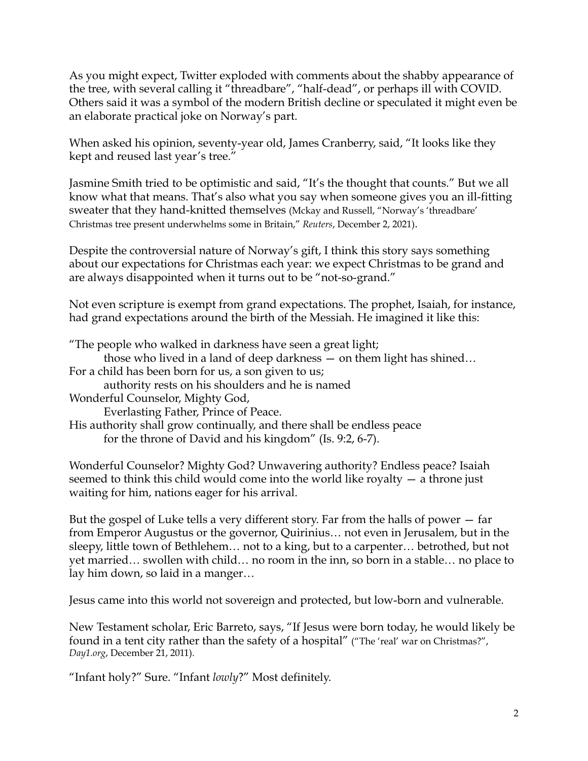As you might expect, Twitter exploded with comments about the shabby appearance of the tree, with several calling it "threadbare", "half-dead", or perhaps ill with COVID. Others said it was a symbol of the modern British decline or speculated it might even be an elaborate practical joke on Norway's part.

When asked his opinion, seventy-year old, James Cranberry, said, "It looks like they kept and reused last year's tree."

Jasmine Smith tried to be optimistic and said, "It's the thought that counts." But we all know what that means. That's also what you say when someone gives you an ill-fitting sweater that they hand-knitted themselves (Mckay and Russell, "Norway's 'threadbare' Christmas tree present underwhelms some in Britain," *Reuters*, December 2, 2021).

Despite the controversial nature of Norway's gift, I think this story says something about our expectations for Christmas each year: we expect Christmas to be grand and are always disappointed when it turns out to be "not-so-grand."

Not even scripture is exempt from grand expectations. The prophet, Isaiah, for instance, had grand expectations around the birth of the Messiah. He imagined it like this:

"The people who walked in darkness have seen a great light;
    those who lived in a land of deep darkness — on them light has shined…
For a child has been born for us, a son given to us;
    authority rests on his shoulders and he is named
Wonderful Counselor, Mighty God,
    Everlasting Father, Prince of Peace.
His authority shall grow continually, and there shall be endless peace
    for the throne of David and his kingdom" (Is. 9:2, 6-7).

Wonderful Counselor? Mighty God? Unwavering authority? Endless peace? Isaiah seemed to think this child would come into the world like royalty — a throne just waiting for him, nations eager for his arrival.

But the gospel of Luke tells a very different story. Far from the halls of power — far from Emperor Augustus or the governor, Quirinius… not even in Jerusalem, but in the sleepy, little town of Bethlehem… not to a king, but to a carpenter… betrothed, but not yet married… swollen with child… no room in the inn, so born in a stable… no place to lay him down, so laid in a manger…

Jesus came into this world not sovereign and protected, but low-born and vulnerable.

New Testament scholar, Eric Barreto, says, "If Jesus were born today, he would likely be found in a tent city rather than the safety of a hospital" ("The 'real' war on Christmas?", *Day1.org*, December 21, 2011).

"Infant holy?" Sure. "Infant *lowly*?" Most definitely.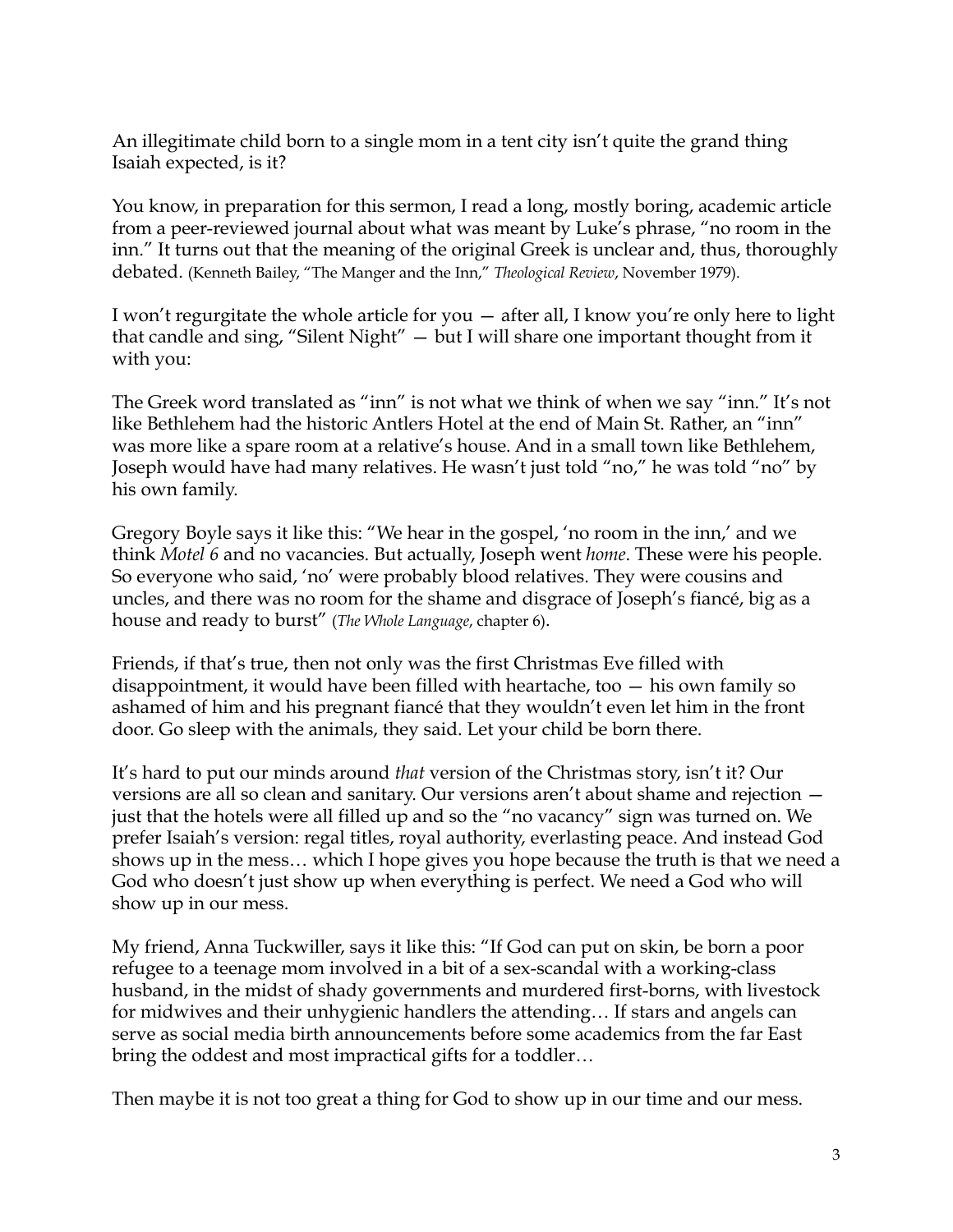An illegitimate child born to a single mom in a tent city isn't quite the grand thing Isaiah expected, is it?

You know, in preparation for this sermon, I read a long, mostly boring, academic article from a peer-reviewed journal about what was meant by Luke's phrase, "no room in the inn." It turns out that the meaning of the original Greek is unclear and, thus, thoroughly debated. (Kenneth Bailey, "The Manger and the Inn," *Theological Review*, November 1979).

I won't regurgitate the whole article for you — after all, I know you're only here to light that candle and sing, "Silent Night" — but I will share one important thought from it with you:

The Greek word translated as "inn" is not what we think of when we say "inn." It's not like Bethlehem had the historic Antlers Hotel at the end of Main St. Rather, an "inn" was more like a spare room at a relative's house. And in a small town like Bethlehem, Joseph would have had many relatives. He wasn't just told "no," he was told "no" by his own family.

Gregory Boyle says it like this: "We hear in the gospel, 'no room in the inn,' and we think *Motel 6* and no vacancies. But actually, Joseph went *home*. These were his people. So everyone who said, 'no' were probably blood relatives. They were cousins and uncles, and there was no room for the shame and disgrace of Joseph's fiancé, big as a house and ready to burst" (*The Whole Language*, chapter 6).

Friends, if that's true, then not only was the first Christmas Eve filled with disappointment, it would have been filled with heartache, too — his own family so ashamed of him and his pregnant fiancé that they wouldn't even let him in the front door. Go sleep with the animals, they said. Let your child be born there.

It's hard to put our minds around *that* version of the Christmas story, isn't it? Our versions are all so clean and sanitary. Our versions aren't about shame and rejection — just that the hotels were all filled up and so the "no vacancy" sign was turned on. We prefer Isaiah's version: regal titles, royal authority, everlasting peace. And instead God shows up in the mess… which I hope gives you hope because the truth is that we need a God who doesn't just show up when everything is perfect. We need a God who will show up in our mess.

My friend, Anna Tuckwiller, says it like this: "If God can put on skin, be born a poor refugee to a teenage mom involved in a bit of a sex-scandal with a working-class husband, in the midst of shady governments and murdered first-borns, with livestock for midwives and their unhygienic handlers the attending… If stars and angels can serve as social media birth announcements before some academics from the far East bring the oddest and most impractical gifts for a toddler…

Then maybe it is not too great a thing for God to show up in our time and our mess.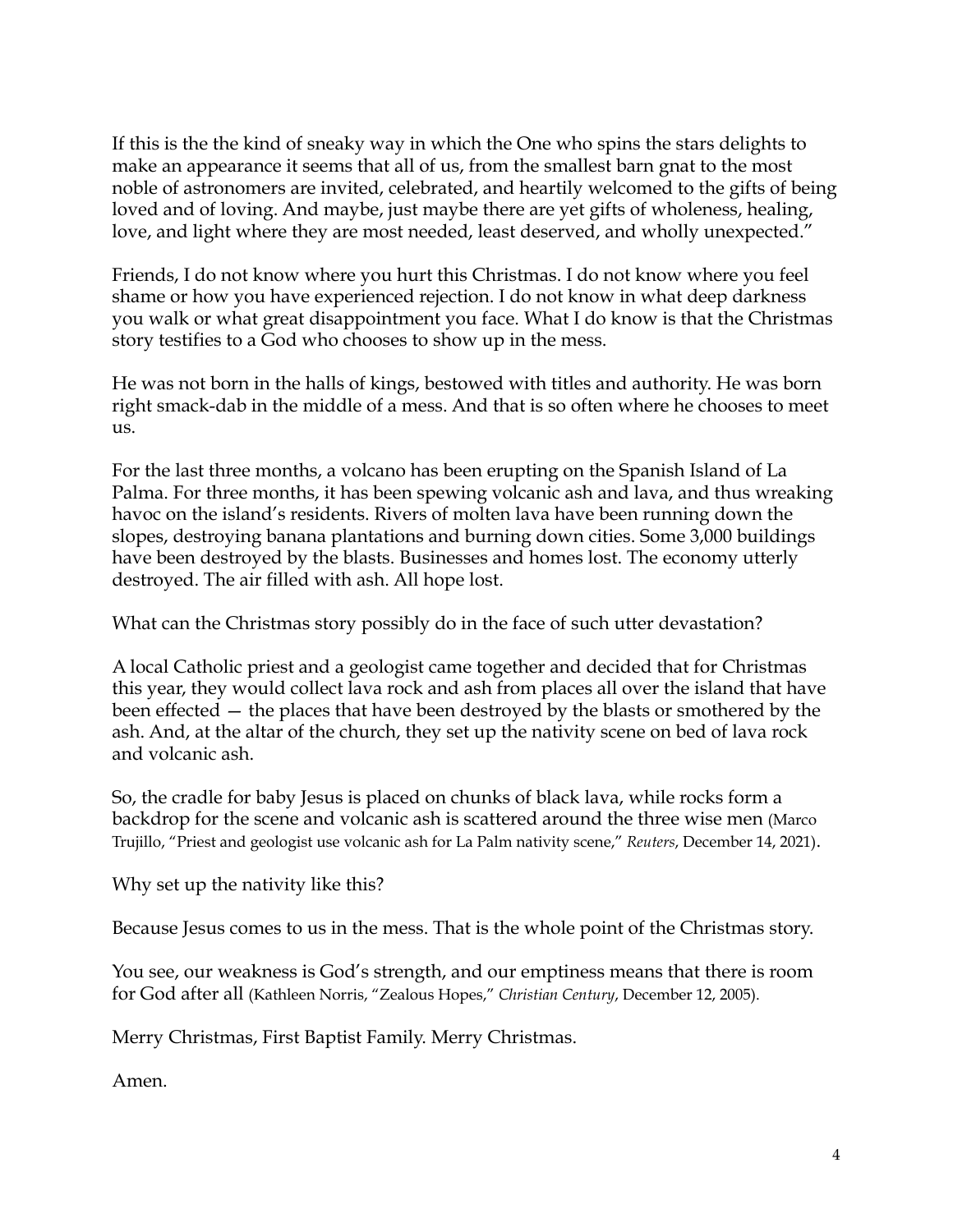If this is the the kind of sneaky way in which the One who spins the stars delights to make an appearance it seems that all of us, from the smallest barn gnat to the most noble of astronomers are invited, celebrated, and heartily welcomed to the gifts of being loved and of loving. And maybe, just maybe there are yet gifts of wholeness, healing, love, and light where they are most needed, least deserved, and wholly unexpected."

Friends, I do not know where you hurt this Christmas. I do not know where you feel shame or how you have experienced rejection. I do not know in what deep darkness you walk or what great disappointment you face. What I do know is that the Christmas story testifies to a God who chooses to show up in the mess.

He was not born in the halls of kings, bestowed with titles and authority. He was born right smack-dab in the middle of a mess. And that is so often where he chooses to meet us.

For the last three months, a volcano has been erupting on the Spanish Island of La Palma. For three months, it has been spewing volcanic ash and lava, and thus wreaking havoc on the island's residents. Rivers of molten lava have been running down the slopes, destroying banana plantations and burning down cities. Some 3,000 buildings have been destroyed by the blasts. Businesses and homes lost. The economy utterly destroyed. The air filled with ash. All hope lost.

What can the Christmas story possibly do in the face of such utter devastation?

A local Catholic priest and a geologist came together and decided that for Christmas this year, they would collect lava rock and ash from places all over the island that have been effected — the places that have been destroyed by the blasts or smothered by the ash. And, at the altar of the church, they set up the nativity scene on bed of lava rock and volcanic ash.

So, the cradle for baby Jesus is placed on chunks of black lava, while rocks form a backdrop for the scene and volcanic ash is scattered around the three wise men (Marco Trujillo, "Priest and geologist use volcanic ash for La Palm nativity scene," *Reuters*, December 14, 2021).

Why set up the nativity like this?

Because Jesus comes to us in the mess. That is the whole point of the Christmas story.

You see, our weakness is God's strength, and our emptiness means that there is room for God after all (Kathleen Norris, "Zealous Hopes," *Christian Century*, December 12, 2005).

Merry Christmas, First Baptist Family. Merry Christmas.

Amen.